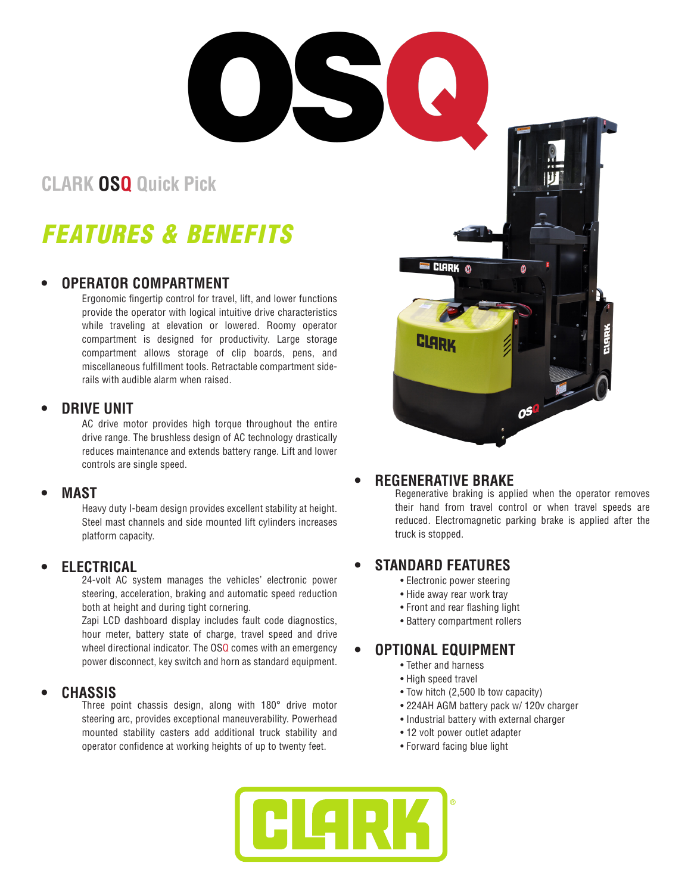# OSQ

## CLARK OSQ Quick Pick

# *FEATURES & BENEFITS*

- ### OPERATOR COMPARTMENT

  Ergonomic fingertip control for travel, lift, and lower functions provide the operator with logical intuitive drive characteristics while traveling at elevation or lowered. Roomy operator compartment is designed for productivity. Large storage compartment allows storage of clip boards, pens, and miscellaneous fulfillment tools. Retractable compartment side-rails with audible alarm when raised.

- ### DRIVE UNIT

  AC drive motor provides high torque throughout the entire drive range. The brushless design of AC technology drastically reduces maintenance and extends battery range. Lift and lower controls are single speed.

- ### MAST

  Heavy duty I-beam design provides excellent stability at height. Steel mast channels and side mounted lift cylinders increases platform capacity.

- ### ELECTRICAL

  24-volt AC system manages the vehicles' electronic power steering, acceleration, braking and automatic speed reduction both at height and during tight cornering.

  Zapi LCD dashboard display includes fault code diagnostics, hour meter, battery state of charge, travel speed and drive wheel directional indicator. The OSQ comes with an emergency power disconnect, key switch and horn as standard equipment.

- ### CHASSIS

  Three point chassis design, along with 180° drive motor steering arc, provides exceptional maneuverability. Powerhead mounted stability casters add additional truck stability and operator confidence at working heights of up to twenty feet.

- ### REGENERATIVE BRAKE

  Regenerative braking is applied when the operator removes their hand from travel control or when travel speeds are reduced. Electromagnetic parking brake is applied after the truck is stopped.

- ### STANDARD FEATURES

  - Electronic power steering
  - Hide away rear work tray
  - Front and rear flashing light
  - Battery compartment rollers

- ### OPTIONAL EQUIPMENT

  - Tether and harness
  - High speed travel
  - Tow hitch (2,500 lb tow capacity)
  - 224AH AGM battery pack w/ 120v charger
  - Industrial battery with external charger
  - 12 volt power outlet adapter
  - Forward facing blue light

CLARK®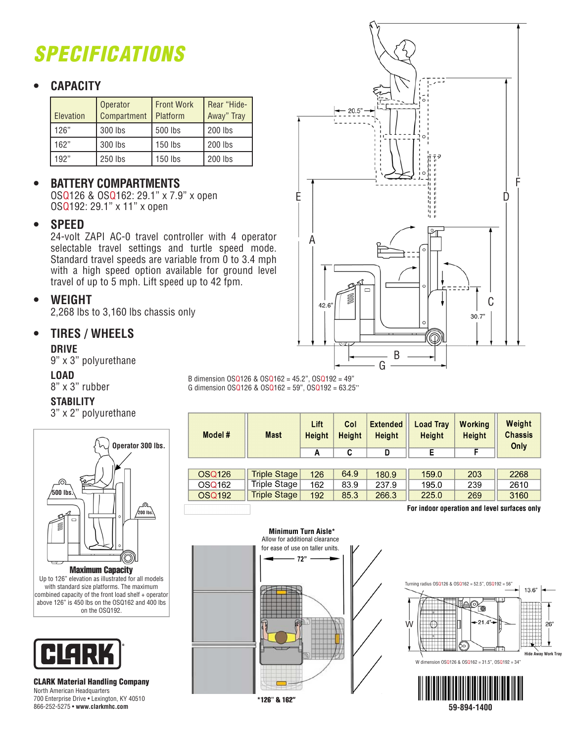# SPECIFICATIONS

## CAPACITY

| Elevation | Operator Compartment | Front Work Platform | Rear "Hide-Away" Tray |
|---|---|---|---|
| 126" | 300 lbs | 500 lbs | 200 lbs |
| 162" | 300 lbs | 150 lbs | 200 lbs |
| 192" | 250 lbs | 150 lbs | 200 lbs |

## BATTERY COMPARTMENTS

OSQ126 & OSQ162: 29.1" x 7.9" x open
OSQ192: 29.1" x 11" x open

## SPEED

24-volt ZAPI AC-0 travel controller with 4 operator selectable travel settings and turtle speed mode. Standard travel speeds are variable from 0 to 3.4 mph with a high speed option available for ground level travel of up to 5 mph. Lift speed up to 42 fpm.

## WEIGHT

2,268 lbs to 3,160 lbs chassis only

## TIRES / WHEELS

### DRIVE

9" x 3" polyurethane

### LOAD

8" x 3" rubber

### STABILITY

3" x 2" polyurethane

20.5"
42.6"
30.7"
A
B
C
D
E
F
G

B dimension OSQ126 & OSQ162 = 45.2", OSQ192 = 49"
G dimension OSQ126 & OSQ162 = 59", OSQ192 = 63.25"

| Model # | Mast | Lift Height A | Col Height C | Extended Height D | Load Tray Height E | Working Height F | Weight Chassis Only |
|---|---|---|---|---|---|---|---|
| OSQ126 | Triple Stage | 126 | 64.9 | 180.9 | 159.0 | 203 | 2268 |
| OSQ162 | Triple Stage | 162 | 83.9 | 237.9 | 195.0 | 239 | 2610 |
| OSQ192 | Triple Stage | 192 | 85.3 | 266.3 | 225.0 | 269 | 3160 |

For indoor operation and level surfaces only

Operator 300 lbs.
500 lbs.
200 lbs.

**Maximum Capacity**

Up to 126" elevation as illustrated for all models with standard size platforms. The maximum combined capacity of the front load shelf + operator above 126" is 450 lbs on the OSQ162 and 400 lbs on the OSQ192.

**Minimum Turn Aisle***

Allow for additional clearance for ease of use on taller units.

72"

*126" & 162"

Turning radius OSQ126 & OSQ162 = 52.5", OSQ192 = 56"

13.6"
W
21.4"
26"
Hide Away Work Tray

W dimension OSQ126 & OSQ162 = 31.5", OSQ192 = 34"

CLARK

**CLARK Material Handling Company**
North American Headquarters
700 Enterprise Drive • Lexington, KY 40510
866-252-5275 • **www.clarkmhc.com**

59-894-1400